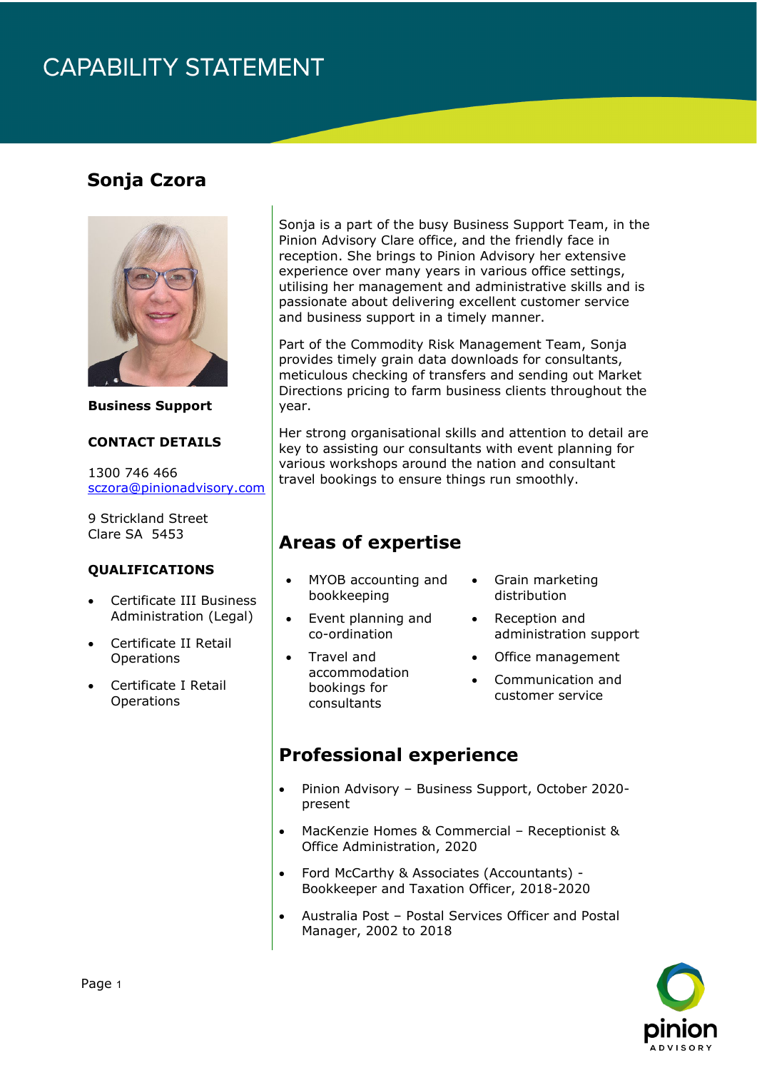# CAPABILITY STATEMENT

## Sonja Czora

**Business Support**

**CONTACT DETAILS**

1300 746 466
sczora@pinionadvisory.com

9 Strickland Street
Clare SA 5453

**QUALIFICATIONS**

- Certificate III Business Administration (Legal)
- Certificate II Retail Operations
- Certificate I Retail Operations

Sonja is a part of the busy Business Support Team, in the Pinion Advisory Clare office, and the friendly face in reception. She brings to Pinion Advisory her extensive experience over many years in various office settings, utilising her management and administrative skills and is passionate about delivering excellent customer service and business support in a timely manner.

Part of the Commodity Risk Management Team, Sonja provides timely grain data downloads for consultants, meticulous checking of transfers and sending out Market Directions pricing to farm business clients throughout the year.

Her strong organisational skills and attention to detail are key to assisting our consultants with event planning for various workshops around the nation and consultant travel bookings to ensure things run smoothly.

## Areas of expertise

- MYOB accounting and bookkeeping
- Event planning and co-ordination
- Travel and accommodation bookings for consultants
- Grain marketing distribution
- Reception and administration support
- Office management
- Communication and customer service

## Professional experience

- Pinion Advisory – Business Support, October 2020-present
- MacKenzie Homes & Commercial – Receptionist & Office Administration, 2020
- Ford McCarthy & Associates (Accountants) - Bookkeeper and Taxation Officer, 2018-2020
- Australia Post – Postal Services Officer and Postal Manager, 2002 to 2018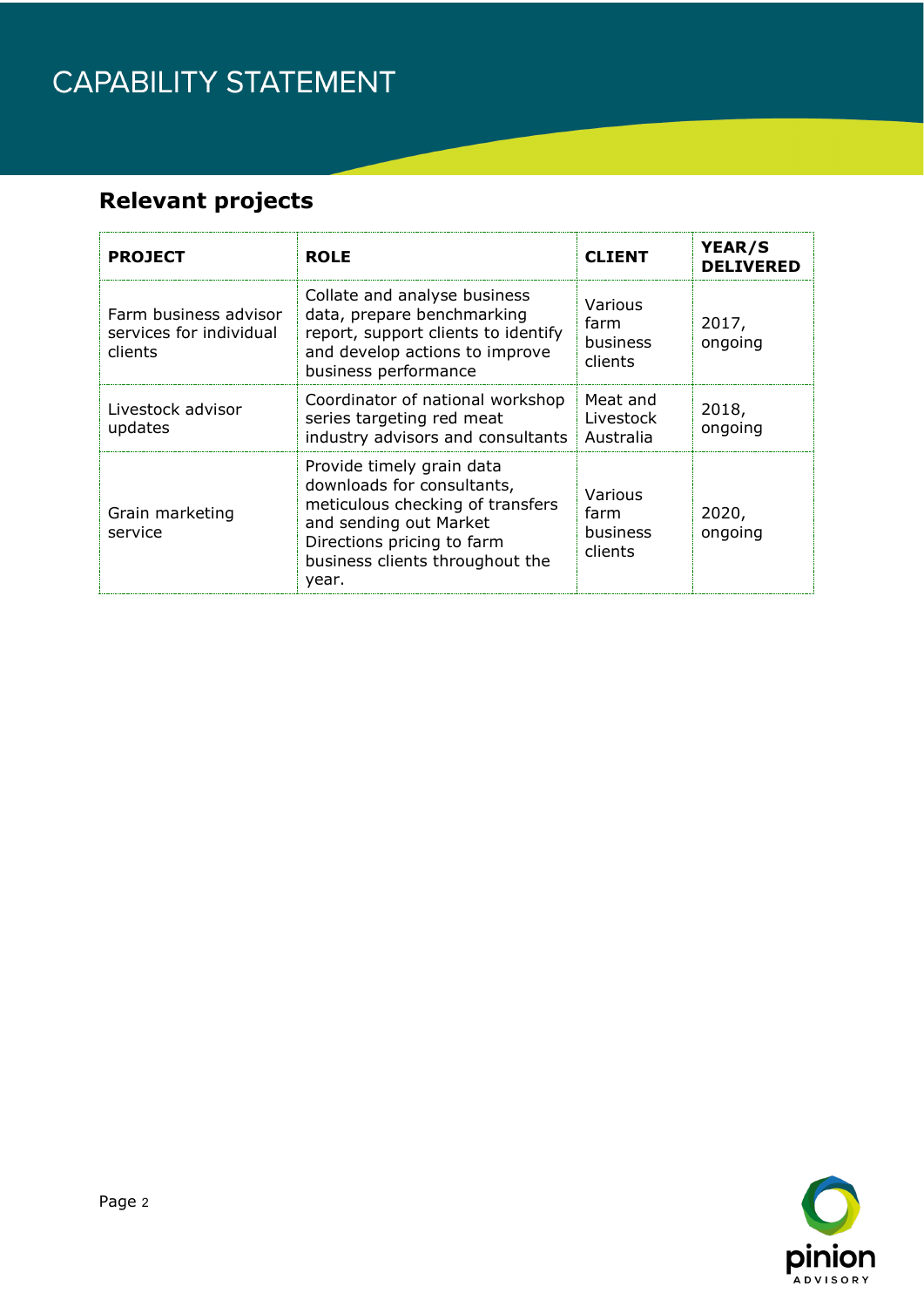# CAPABILITY STATEMENT

## Relevant projects

| PROJECT | ROLE | CLIENT | YEAR/S DELIVERED |
|---|---|---|---|
| Farm business advisor services for individual clients | Collate and analyse business data, prepare benchmarking report, support clients to identify and develop actions to improve business performance | Various farm business clients | 2017, ongoing |
| Livestock advisor updates | Coordinator of national workshop series targeting red meat industry advisors and consultants | Meat and Livestock Australia | 2018, ongoing |
| Grain marketing service | Provide timely grain data downloads for consultants, meticulous checking of transfers and sending out Market Directions pricing to farm business clients throughout the year. | Various farm business clients | 2020, ongoing |